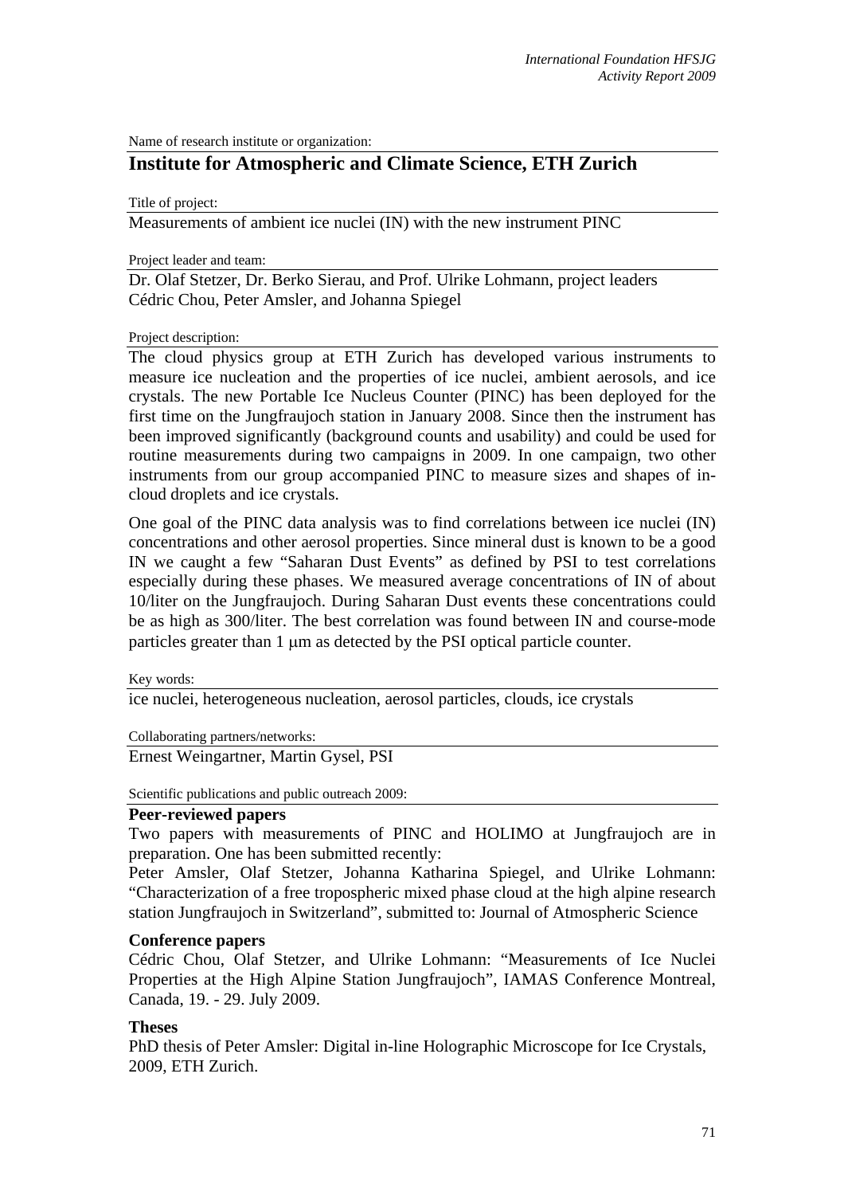Name of research institute or organization:

## Institute for Atmospheric and Climate Science, ETH Zurich

Title of project:

Measurements of ambient ice nuclei (IN) with the new instrument PINC

Project leader and team:

Dr. Olaf Stetzer, Dr. Berko Sierau, and Prof. Ulrike Lohmann, project leaders
Cédric Chou, Peter Amsler, and Johanna Spiegel

Project description:

The cloud physics group at ETH Zurich has developed various instruments to measure ice nucleation and the properties of ice nuclei, ambient aerosols, and ice crystals. The new Portable Ice Nucleus Counter (PINC) has been deployed for the first time on the Jungfraujoch station in January 2008. Since then the instrument has been improved significantly (background counts and usability) and could be used for routine measurements during two campaigns in 2009. In one campaign, two other instruments from our group accompanied PINC to measure sizes and shapes of in-cloud droplets and ice crystals.

One goal of the PINC data analysis was to find correlations between ice nuclei (IN) concentrations and other aerosol properties. Since mineral dust is known to be a good IN we caught a few "Saharan Dust Events" as defined by PSI to test correlations especially during these phases. We measured average concentrations of IN of about 10/liter on the Jungfraujoch. During Saharan Dust events these concentrations could be as high as 300/liter. The best correlation was found between IN and course-mode particles greater than 1 μm as detected by the PSI optical particle counter.

Key words:

ice nuclei, heterogeneous nucleation, aerosol particles, clouds, ice crystals

Collaborating partners/networks:

Ernest Weingartner, Martin Gysel, PSI

Scientific publications and public outreach 2009:

### Peer-reviewed papers

Two papers with measurements of PINC and HOLIMO at Jungfraujoch are in preparation. One has been submitted recently:

Peter Amsler, Olaf Stetzer, Johanna Katharina Spiegel, and Ulrike Lohmann: "Characterization of a free tropospheric mixed phase cloud at the high alpine research station Jungfraujoch in Switzerland", submitted to: Journal of Atmospheric Science

### Conference papers

Cédric Chou, Olaf Stetzer, and Ulrike Lohmann: "Measurements of Ice Nuclei Properties at the High Alpine Station Jungfraujoch", IAMAS Conference Montreal, Canada, 19. - 29. July 2009.

### Theses

PhD thesis of Peter Amsler: Digital in-line Holographic Microscope for Ice Crystals, 2009, ETH Zurich.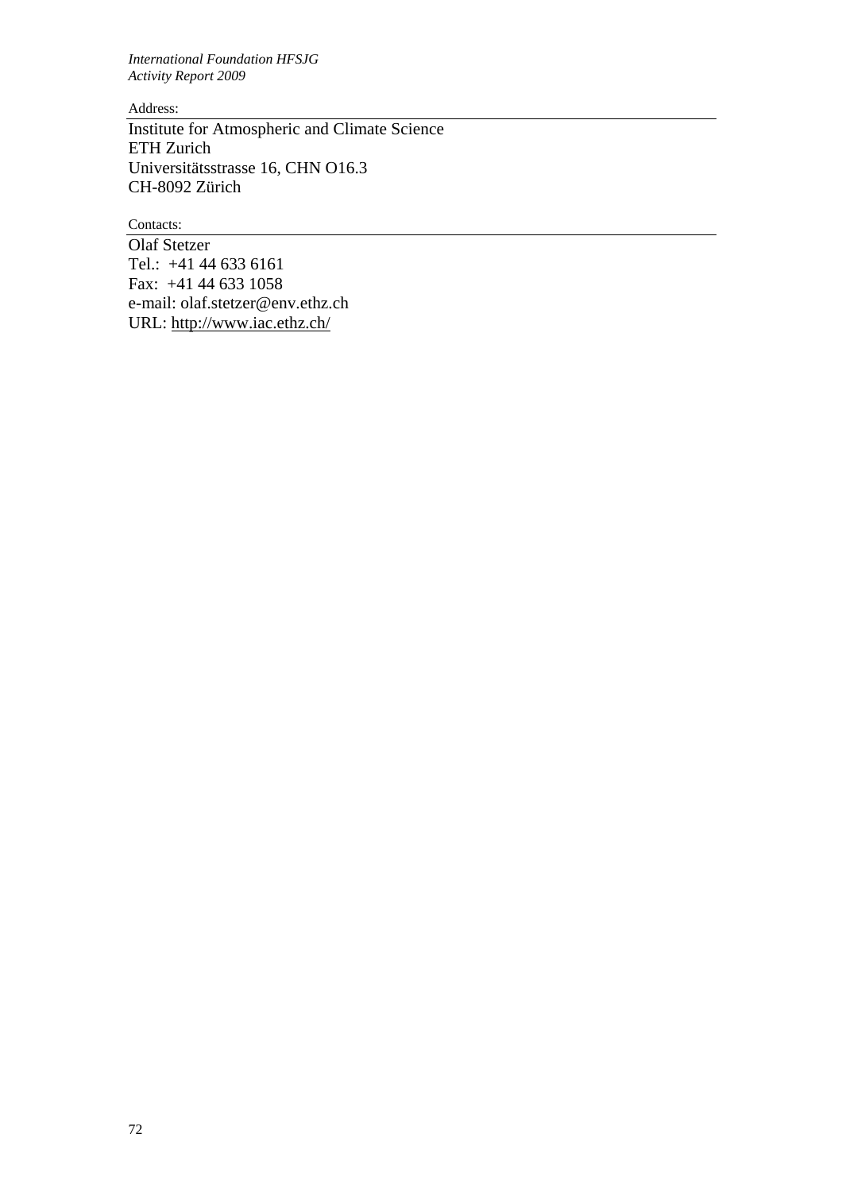Address:

Institute for Atmospheric and Climate Science
ETH Zurich
Universitätsstrasse 16, CHN O16.3
CH-8092 Zürich

Contacts:

Olaf Stetzer
Tel.: +41 44 633 6161
Fax: +41 44 633 1058
e-mail: olaf.stetzer@env.ethz.ch
URL: http://www.iac.ethz.ch/